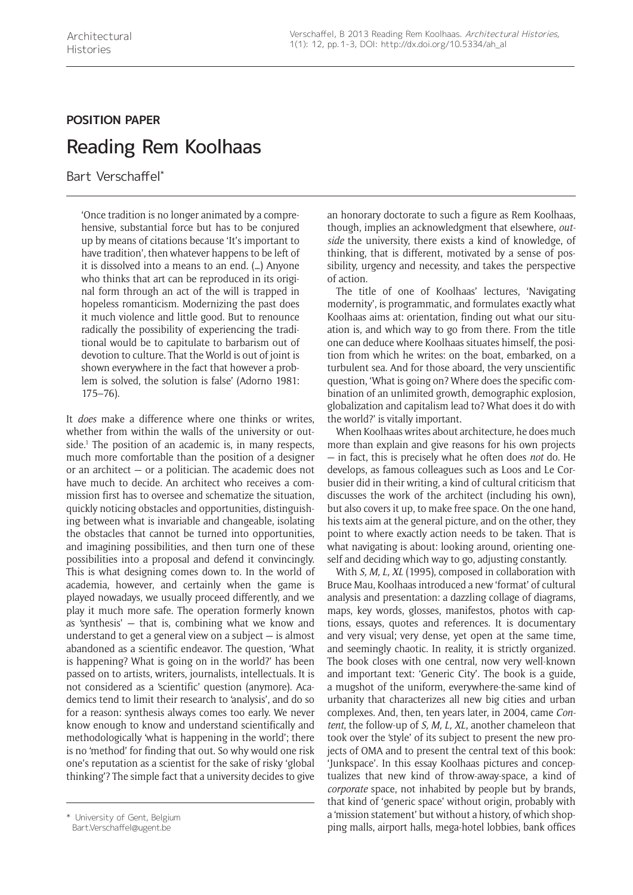POSITION PAPER

# Reading Rem Koolhaas

Bart Verschaffel*

> 'Once tradition is no longer animated by a comprehensive, substantial force but has to be conjured up by means of citations because 'It's important to have tradition', then whatever happens to be left of it is dissolved into a means to an end. (...) Anyone who thinks that art can be reproduced in its original form through an act of the will is trapped in hopeless romanticism. Modernizing the past does it much violence and little good. But to renounce radically the possibility of experiencing the traditional would be to capitulate to barbarism out of devotion to culture. That the World is out of joint is shown everywhere in the fact that however a problem is solved, the solution is false' (Adorno 1981: 175–76).

It *does* make a difference where one thinks or writes, whether from within the walls of the university or outside.[1] The position of an academic is, in many respects, much more comfortable than the position of a designer or an architect — or a politician. The academic does not have much to decide. An architect who receives a commission first has to oversee and schematize the situation, quickly noticing obstacles and opportunities, distinguishing between what is invariable and changeable, isolating the obstacles that cannot be turned into opportunities, and imagining possibilities, and then turn one of these possibilities into a proposal and defend it convincingly. This is what designing comes down to. In the world of academia, however, and certainly when the game is played nowadays, we usually proceed differently, and we play it much more safe. The operation formerly known as 'synthesis' — that is, combining what we know and understand to get a general view on a subject — is almost abandoned as a scientific endeavor. The question, 'What is happening? What is going on in the world?' has been passed on to artists, writers, journalists, intellectuals. It is not considered as a 'scientific' question (anymore). Academics tend to limit their research to 'analysis', and do so for a reason: synthesis always comes too early. We never know enough to know and understand scientifically and methodologically 'what is happening in the world'; there is no 'method' for finding that out. So why would one risk one's reputation as a scientist for the sake of risky 'global thinking'? The simple fact that a university decides to give an honorary doctorate to such a figure as Rem Koolhaas, though, implies an acknowledgment that elsewhere, *outside* the university, there exists a kind of knowledge, of thinking, that is different, motivated by a sense of possibility, urgency and necessity, and takes the perspective of action.

The title of one of Koolhaas' lectures, 'Navigating modernity', is programmatic, and formulates exactly what Koolhaas aims at: orientation, finding out what our situation is, and which way to go from there. From the title one can deduce where Koolhaas situates himself, the position from which he writes: on the boat, embarked, on a turbulent sea. And for those aboard, the very unscientific question, 'What is going on? Where does the specific combination of an unlimited growth, demographic explosion, globalization and capitalism lead to? What does it do with the world?' is vitally important.

When Koolhaas writes about architecture, he does much more than explain and give reasons for his own projects — in fact, this is precisely what he often does *not* do. He develops, as famous colleagues such as Loos and Le Corbusier did in their writing, a kind of cultural criticism that discusses the work of the architect (including his own), but also covers it up, to make free space. On the one hand, his texts aim at the general picture, and on the other, they point to where exactly action needs to be taken. That is what navigating is about: looking around, orienting oneself and deciding which way to go, adjusting constantly.

With *S, M, L, XL* (1995), composed in collaboration with Bruce Mau, Koolhaas introduced a new 'format' of cultural analysis and presentation: a dazzling collage of diagrams, maps, key words, glosses, manifestos, photos with captions, essays, quotes and references. It is documentary and very visual; very dense, yet open at the same time, and seemingly chaotic. In reality, it is strictly organized. The book closes with one central, now very well-known and important text: 'Generic City'. The book is a guide, a mugshot of the uniform, everywhere-the-same kind of urbanity that characterizes all new big cities and urban complexes. And, then, ten years later, in 2004, came *Content*, the follow-up of *S, M, L, XL*, another chameleon that took over the 'style' of its subject to present the new projects of OMA and to present the central text of this book: 'Junkspace'. In this essay Koolhaas pictures and conceptualizes that new kind of throw-away-space, a kind of *corporate* space, not inhabited by people but by brands, that kind of 'generic space' without origin, probably with a 'mission statement' but without a history, of which shopping malls, airport halls, mega-hotel lobbies, bank offices

\* University of Gent, Belgium
Bart.Verschaffel@ugent.be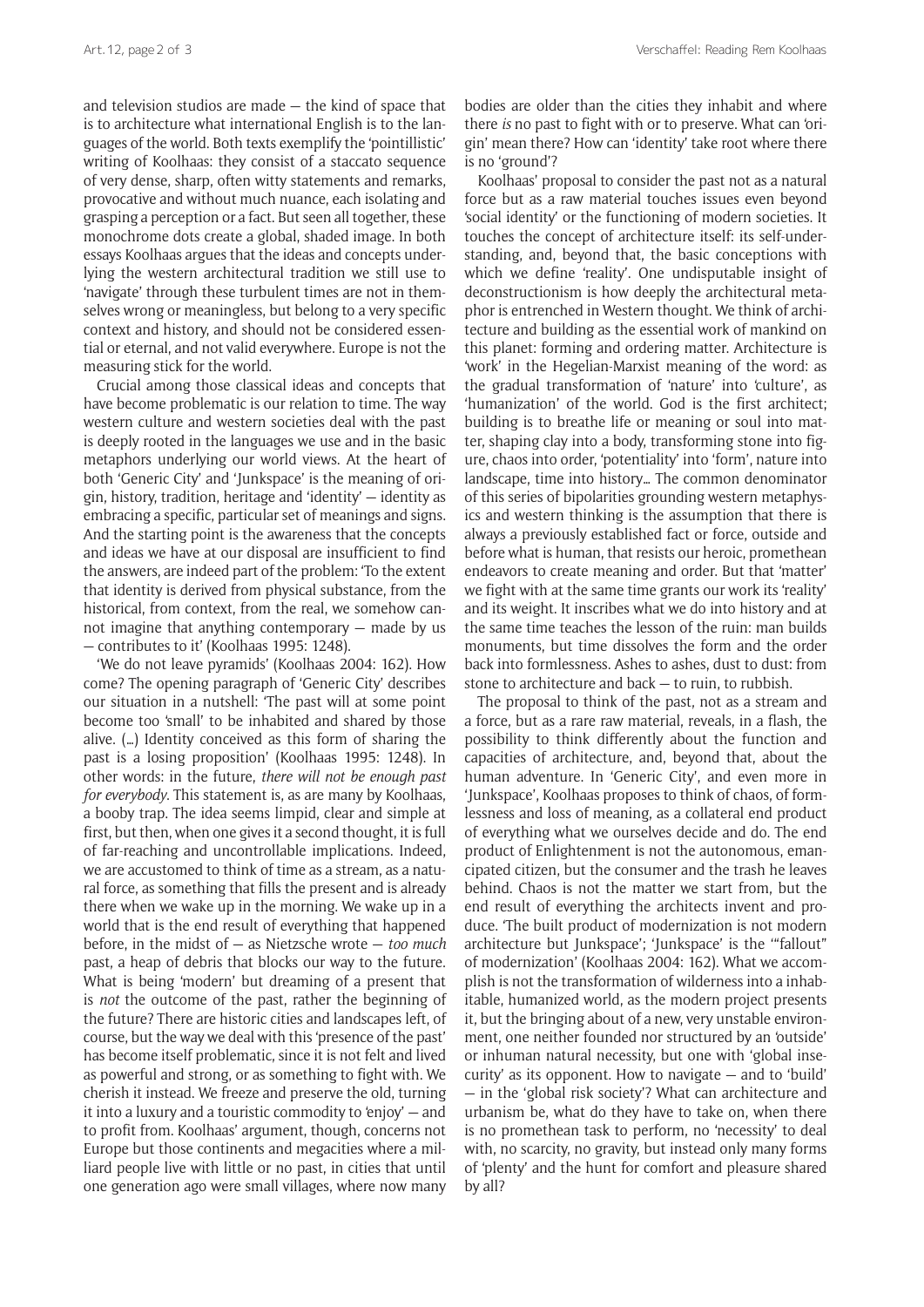and television studios are made — the kind of space that is to architecture what international English is to the languages of the world. Both texts exemplify the 'pointillistic' writing of Koolhaas: they consist of a staccato sequence of very dense, sharp, often witty statements and remarks, provocative and without much nuance, each isolating and grasping a perception or a fact. But seen all together, these monochrome dots create a global, shaded image. In both essays Koolhaas argues that the ideas and concepts underlying the western architectural tradition we still use to 'navigate' through these turbulent times are not in themselves wrong or meaningless, but belong to a very specific context and history, and should not be considered essential or eternal, and not valid everywhere. Europe is not the measuring stick for the world.

Crucial among those classical ideas and concepts that have become problematic is our relation to time. The way western culture and western societies deal with the past is deeply rooted in the languages we use and in the basic metaphors underlying our world views. At the heart of both 'Generic City' and 'Junkspace' is the meaning of origin, history, tradition, heritage and 'identity' — identity as embracing a specific, particular set of meanings and signs. And the starting point is the awareness that the concepts and ideas we have at our disposal are insufficient to find the answers, are indeed part of the problem: 'To the extent that identity is derived from physical substance, from the historical, from context, from the real, we somehow cannot imagine that anything contemporary — made by us — contributes to it' (Koolhaas 1995: 1248).

'We do not leave pyramids' (Koolhaas 2004: 162). How come? The opening paragraph of 'Generic City' describes our situation in a nutshell: 'The past will at some point become too 'small' to be inhabited and shared by those alive. (…) Identity conceived as this form of sharing the past is a losing proposition' (Koolhaas 1995: 1248). In other words: in the future, *there will not be enough past for everybody*. This statement is, as are many by Koolhaas, a booby trap. The idea seems limpid, clear and simple at first, but then, when one gives it a second thought, it is full of far-reaching and uncontrollable implications. Indeed, we are accustomed to think of time as a stream, as a natural force, as something that fills the present and is already there when we wake up in the morning. We wake up in a world that is the end result of everything that happened before, in the midst of — as Nietzsche wrote — *too much* past, a heap of debris that blocks our way to the future. What is being 'modern' but dreaming of a present that is *not* the outcome of the past, rather the beginning of the future? There are historic cities and landscapes left, of course, but the way we deal with this 'presence of the past' has become itself problematic, since it is not felt and lived as powerful and strong, or as something to fight with. We cherish it instead. We freeze and preserve the old, turning it into a luxury and a touristic commodity to 'enjoy' — and to profit from. Koolhaas' argument, though, concerns not Europe but those continents and megacities where a milliard people live with little or no past, in cities that until one generation ago were small villages, where now many bodies are older than the cities they inhabit and where there *is* no past to fight with or to preserve. What can 'origin' mean there? How can 'identity' take root where there is no 'ground'?

Koolhaas' proposal to consider the past not as a natural force but as a raw material touches issues even beyond 'social identity' or the functioning of modern societies. It touches the concept of architecture itself: its self-understanding, and, beyond that, the basic conceptions with which we define 'reality'. One undisputable insight of deconstructionism is how deeply the architectural metaphor is entrenched in Western thought. We think of architecture and building as the essential work of mankind on this planet: forming and ordering matter. Architecture is 'work' in the Hegelian-Marxist meaning of the word: as the gradual transformation of 'nature' into 'culture', as 'humanization' of the world. God is the first architect; building is to breathe life or meaning or soul into matter, shaping clay into a body, transforming stone into figure, chaos into order, 'potentiality' into 'form', nature into landscape, time into history… The common denominator of this series of bipolarities grounding western metaphysics and western thinking is the assumption that there is always a previously established fact or force, outside and before what is human, that resists our heroic, promethean endeavors to create meaning and order. But that 'matter' we fight with at the same time grants our work its 'reality' and its weight. It inscribes what we do into history and at the same time teaches the lesson of the ruin: man builds monuments, but time dissolves the form and the order back into formlessness. Ashes to ashes, dust to dust: from stone to architecture and back — to ruin, to rubbish.

The proposal to think of the past, not as a stream and a force, but as a rare raw material, reveals, in a flash, the possibility to think differently about the function and capacities of architecture, and, beyond that, about the human adventure. In 'Generic City', and even more in 'Junkspace', Koolhaas proposes to think of chaos, of formlessness and loss of meaning, as a collateral end product of everything what we ourselves decide and do. The end product of Enlightenment is not the autonomous, emancipated citizen, but the consumer and the trash he leaves behind. Chaos is not the matter we start from, but the end result of everything the architects invent and produce. 'The built product of modernization is not modern architecture but Junkspace'; 'Junkspace' is the '"fallout" of modernization' (Koolhaas 2004: 162). What we accomplish is not the transformation of wilderness into a inhabitable, humanized world, as the modern project presents it, but the bringing about of a new, very unstable environment, one neither founded nor structured by an 'outside' or inhuman natural necessity, but one with 'global insecurity' as its opponent. How to navigate — and to 'build' — in the 'global risk society'? What can architecture and urbanism be, what do they have to take on, when there is no promethean task to perform, no 'necessity' to deal with, no scarcity, no gravity, but instead only many forms of 'plenty' and the hunt for comfort and pleasure shared by all?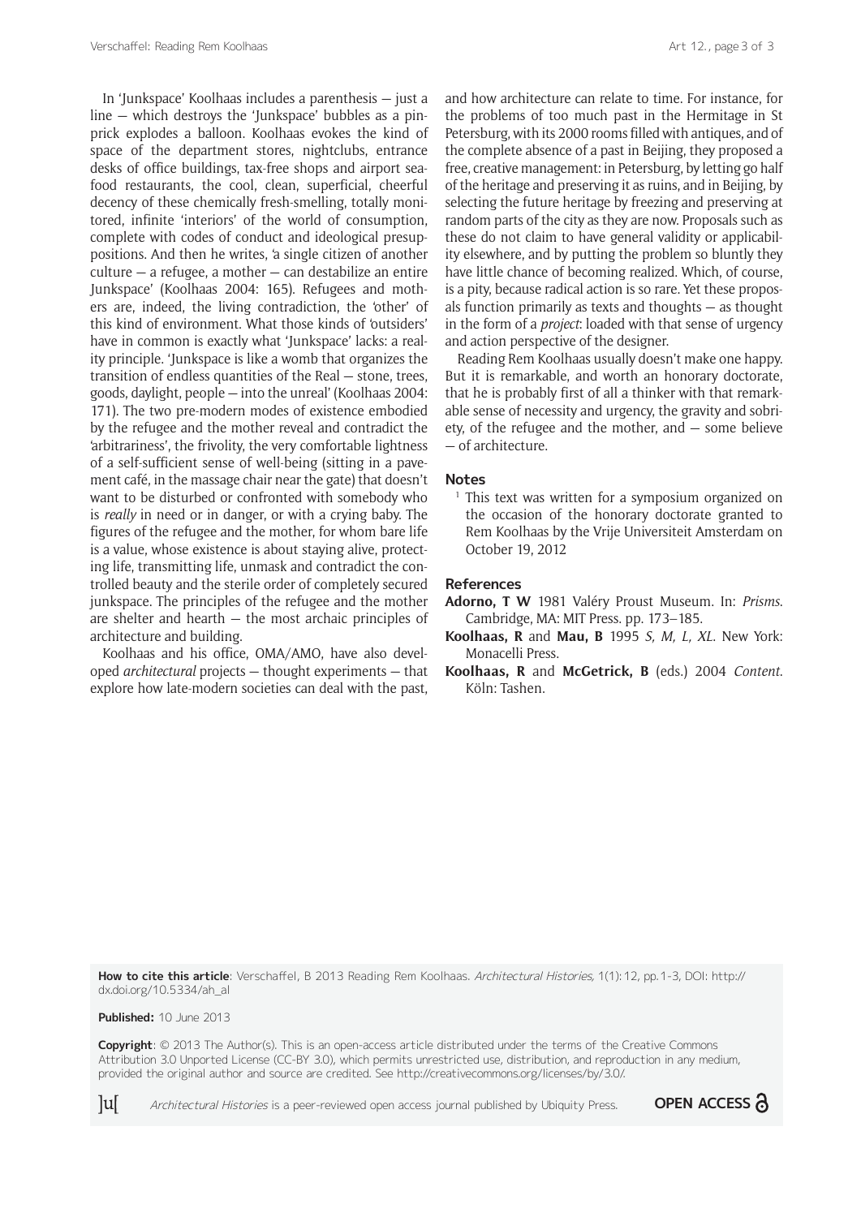In 'Junkspace' Koolhaas includes a parenthesis — just a line — which destroys the 'Junkspace' bubbles as a pinprick explodes a balloon. Koolhaas evokes the kind of space of the department stores, nightclubs, entrance desks of office buildings, tax-free shops and airport seafood restaurants, the cool, clean, superficial, cheerful decency of these chemically fresh-smelling, totally monitored, infinite 'interiors' of the world of consumption, complete with codes of conduct and ideological presuppositions. And then he writes, 'a single citizen of another culture — a refugee, a mother — can destabilize an entire Junkspace' (Koolhaas 2004: 165). Refugees and mothers are, indeed, the living contradiction, the 'other' of this kind of environment. What those kinds of 'outsiders' have in common is exactly what 'Junkspace' lacks: a reality principle. 'Junkspace is like a womb that organizes the transition of endless quantities of the Real — stone, trees, goods, daylight, people — into the unreal' (Koolhaas 2004: 171). The two pre-modern modes of existence embodied by the refugee and the mother reveal and contradict the 'arbitrariness', the frivolity, the very comfortable lightness of a self-sufficient sense of well-being (sitting in a pavement café, in the massage chair near the gate) that doesn't want to be disturbed or confronted with somebody who is *really* in need or in danger, or with a crying baby. The figures of the refugee and the mother, for whom bare life is a value, whose existence is about staying alive, protecting life, transmitting life, unmask and contradict the controlled beauty and the sterile order of completely secured junkspace. The principles of the refugee and the mother are shelter and hearth — the most archaic principles of architecture and building.

Koolhaas and his office, OMA/AMO, have also developed *architectural* projects — thought experiments — that explore how late-modern societies can deal with the past, and how architecture can relate to time. For instance, for the problems of too much past in the Hermitage in St Petersburg, with its 2000 rooms filled with antiques, and of the complete absence of a past in Beijing, they proposed a free, creative management: in Petersburg, by letting go half of the heritage and preserving it as ruins, and in Beijing, by selecting the future heritage by freezing and preserving at random parts of the city as they are now. Proposals such as these do not claim to have general validity or applicability elsewhere, and by putting the problem so bluntly they have little chance of becoming realized. Which, of course, is a pity, because radical action is so rare. Yet these proposals function primarily as texts and thoughts — as thought in the form of a *project*: loaded with that sense of urgency and action perspective of the designer.

Reading Rem Koolhaas usually doesn't make one happy. But it is remarkable, and worth an honorary doctorate, that he is probably first of all a thinker with that remarkable sense of necessity and urgency, the gravity and sobriety, of the refugee and the mother, and — some believe — of architecture.

## Notes

[1] This text was written for a symposium organized on the occasion of the honorary doctorate granted to Rem Koolhaas by the Vrije Universiteit Amsterdam on October 19, 2012

## References

**Adorno, T W** 1981 Valéry Proust Museum. In: *Prisms*. Cambridge, MA: MIT Press. pp. 173–185.

**Koolhaas, R** and **Mau, B** 1995 *S, M, L, XL*. New York: Monacelli Press.

**Koolhaas, R** and **McGetrick, B** (eds.) 2004 *Content*. Köln: Tashen.

**How to cite this article**: Verschaffel, B 2013 Reading Rem Koolhaas. *Architectural Histories*, 1(1): 12, pp. 1-3, DOI: http://dx.doi.org/10.5334/ah_al

**Published:** 10 June 2013

**Copyright**: © 2013 The Author(s). This is an open-access article distributed under the terms of the Creative Commons Attribution 3.0 Unported License (CC-BY 3.0), which permits unrestricted use, distribution, and reproduction in any medium, provided the original author and source are credited. See http://creativecommons.org/licenses/by/3.0/.

*Architectural Histories* is a peer-reviewed open access journal published by Ubiquity Press. **OPEN ACCESS**